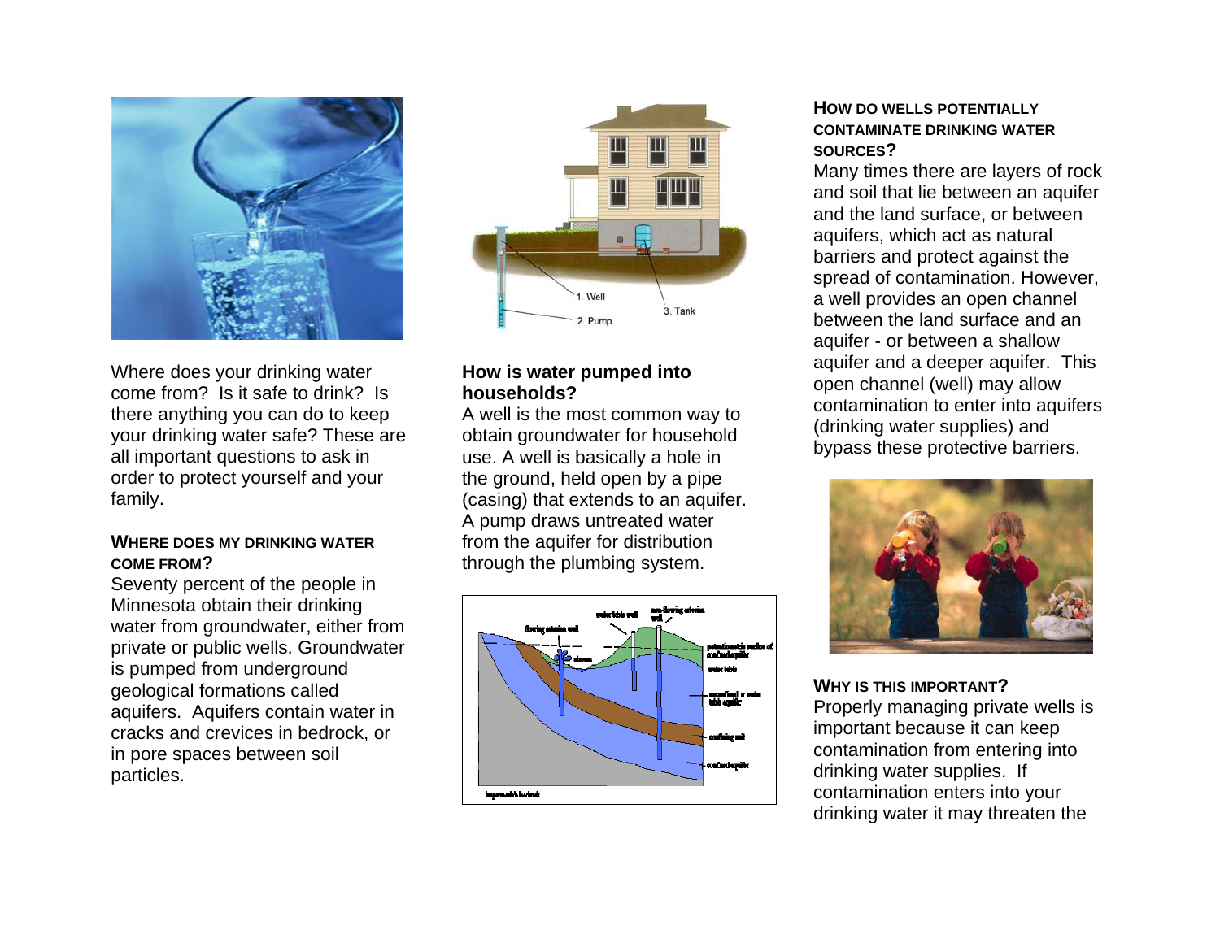Where does your drinking water come from? Is it safe to drink? Is there anything you can do to keep your drinking water safe? These are all important questions to ask in order to protect yourself and your family.

## Where does my drinking water come from?

Seventy percent of the people in Minnesota obtain their drinking water from groundwater, either from private or public wells. Groundwater is pumped from underground geological formations called aquifers. Aquifers contain water in cracks and crevices in bedrock, or in pore spaces between soil particles.

## How is water pumped into households?

A well is the most common way to obtain groundwater for household use. A well is basically a hole in the ground, held open by a pipe (casing) that extends to an aquifer. A pump draws untreated water from the aquifer for distribution through the plumbing system.

## How do wells potentially contaminate drinking water sources?

Many times there are layers of rock and soil that lie between an aquifer and the land surface, or between aquifers, which act as natural barriers and protect against the spread of contamination. However, a well provides an open channel between the land surface and an aquifer - or between a shallow aquifer and a deeper aquifer. This open channel (well) may allow contamination to enter into aquifers (drinking water supplies) and bypass these protective barriers.

## Why is this important?

Properly managing private wells is important because it can keep contamination from entering into drinking water supplies. If contamination enters into your drinking water it may threaten the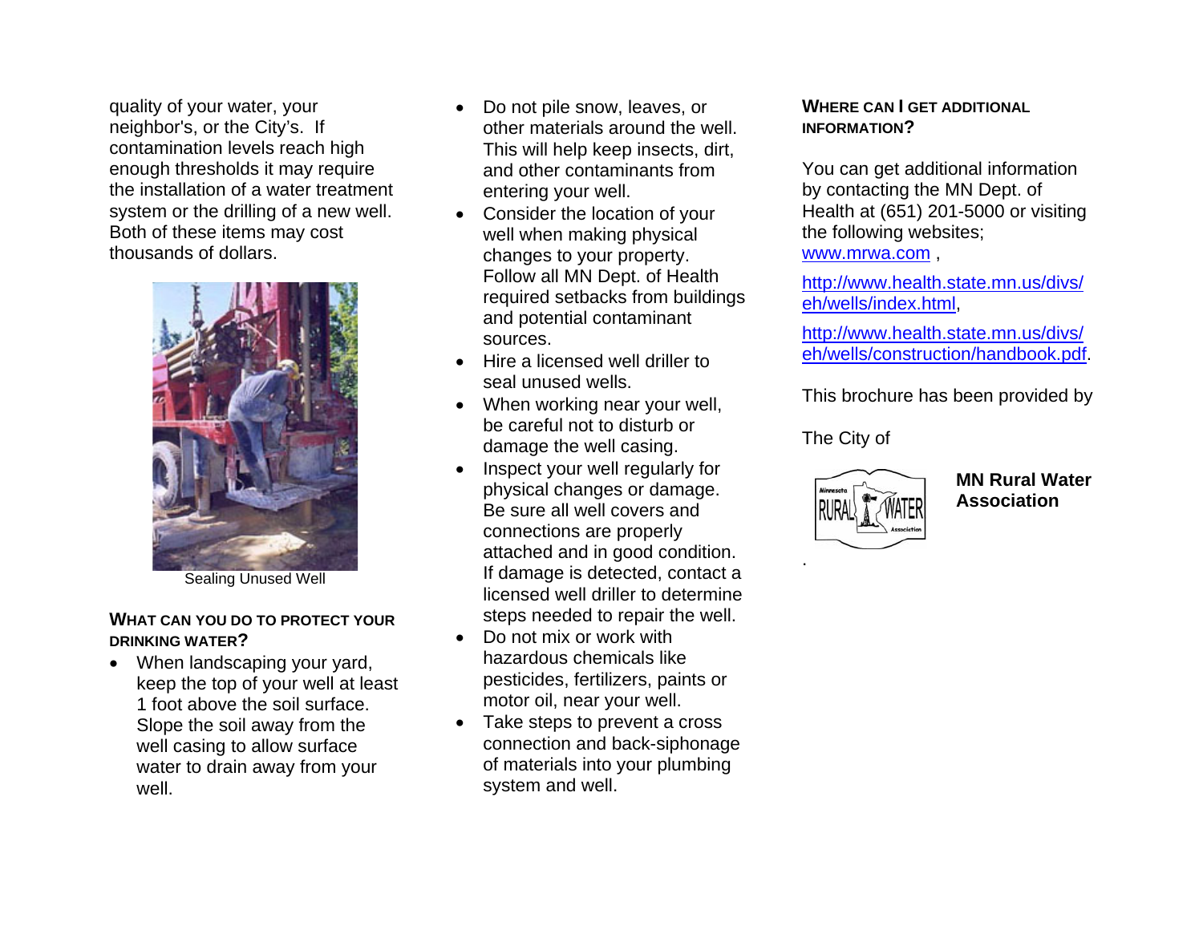quality of your water, your neighbor's, or the City's. If contamination levels reach high enough thresholds it may require the installation of a water treatment system or the drilling of a new well. Both of these items may cost thousands of dollars.

Sealing Unused Well

### WHAT CAN YOU DO TO PROTECT YOUR DRINKING WATER?

- When landscaping your yard, keep the top of your well at least 1 foot above the soil surface. Slope the soil away from the well casing to allow surface water to drain away from your well.
- Do not pile snow, leaves, or other materials around the well. This will help keep insects, dirt, and other contaminants from entering your well.
- Consider the location of your well when making physical changes to your property. Follow all MN Dept. of Health required setbacks from buildings and potential contaminant sources.
- Hire a licensed well driller to seal unused wells.
- When working near your well, be careful not to disturb or damage the well casing.
- Inspect your well regularly for physical changes or damage. Be sure all well covers and connections are properly attached and in good condition. If damage is detected, contact a licensed well driller to determine steps needed to repair the well.
- Do not mix or work with hazardous chemicals like pesticides, fertilizers, paints or motor oil, near your well.
- Take steps to prevent a cross connection and back-siphonage of materials into your plumbing system and well.

### WHERE CAN I GET ADDITIONAL INFORMATION?

You can get additional information by contacting the MN Dept. of Health at (651) 201-5000 or visiting the following websites; www.mrwa.com ,

http://www.health.state.mn.us/divs/eh/wells/index.html,

http://www.health.state.mn.us/divs/eh/wells/construction/handbook.pdf.

This brochure has been provided by

The City of

Minnesota RURAL WATER Association

**MN Rural Water Association**